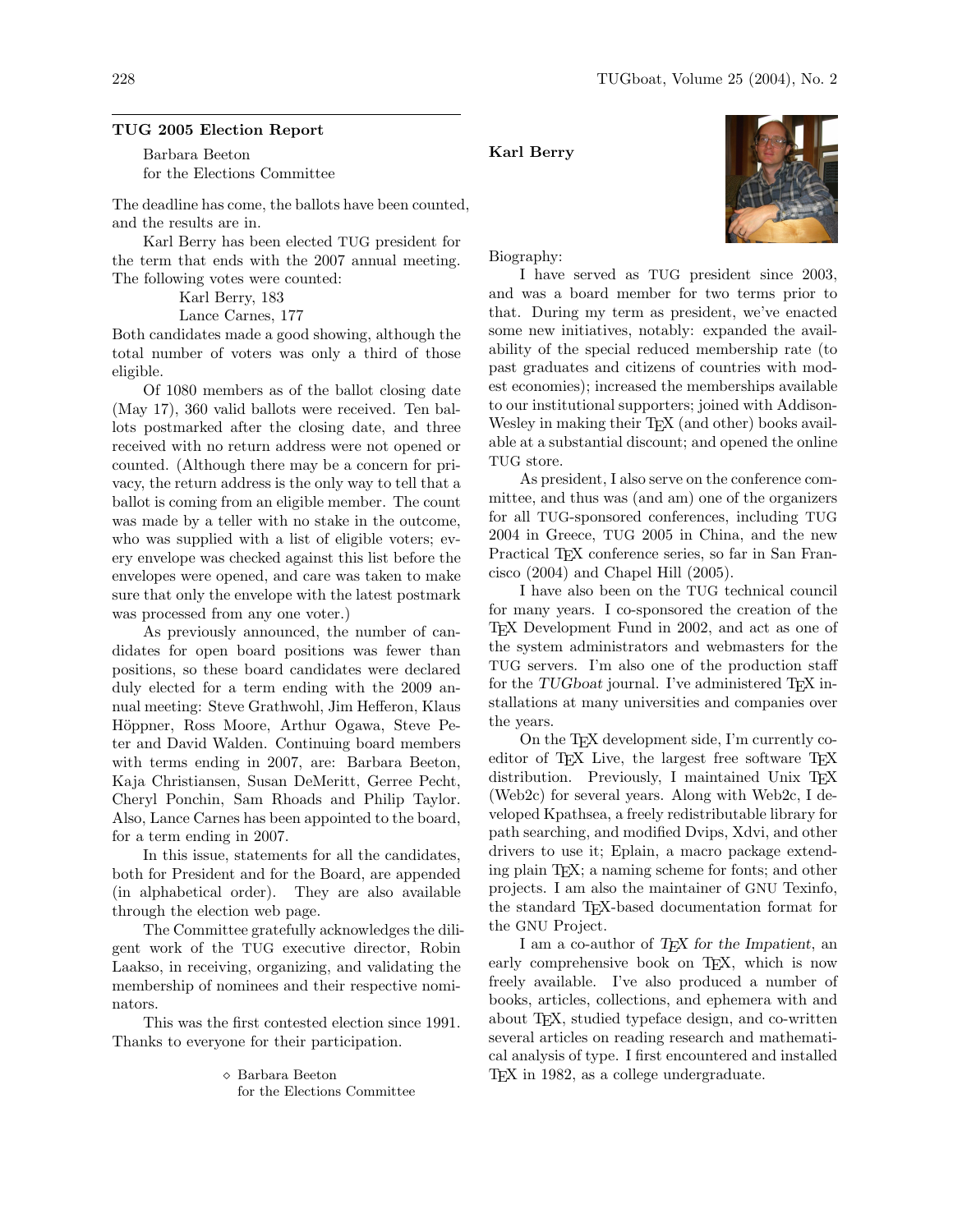## TUG 2005 Election Report

Barbara Beeton
for the Elections Committee

The deadline has come, the ballots have been counted, and the results are in.

Karl Berry has been elected TUG president for the term that ends with the 2007 annual meeting. The following votes were counted:

Karl Berry, 183
Lance Carnes, 177

Both candidates made a good showing, although the total number of voters was only a third of those eligible.

Of 1080 members as of the ballot closing date (May 17), 360 valid ballots were received. Ten ballots postmarked after the closing date, and three received with no return address were not opened or counted. (Although there may be a concern for privacy, the return address is the only way to tell that a ballot is coming from an eligible member. The count was made by a teller with no stake in the outcome, who was supplied with a list of eligible voters; every envelope was checked against this list before the envelopes were opened, and care was taken to make sure that only the envelope with the latest postmark was processed from any one voter.)

As previously announced, the number of candidates for open board positions was fewer than positions, so these board candidates were declared duly elected for a term ending with the 2009 annual meeting: Steve Grathwohl, Jim Hefferon, Klaus Höppner, Ross Moore, Arthur Ogawa, Steve Peter and David Walden. Continuing board members with terms ending in 2007, are: Barbara Beeton, Kaja Christiansen, Susan DeMeritt, Gerree Pecht, Cheryl Ponchin, Sam Rhoads and Philip Taylor. Also, Lance Carnes has been appointed to the board, for a term ending in 2007.

In this issue, statements for all the candidates, both for President and for the Board, are appended (in alphabetical order). They are also available through the election web page.

The Committee gratefully acknowledges the diligent work of the TUG executive director, Robin Laakso, in receiving, organizing, and validating the membership of nominees and their respective nominators.

This was the first contested election since 1991. Thanks to everyone for their participation.

⋄ Barbara Beeton
for the Elections Committee

## Karl Berry

Biography:

I have served as TUG president since 2003, and was a board member for two terms prior to that. During my term as president, we've enacted some new initiatives, notably: expanded the availability of the special reduced membership rate (to past graduates and citizens of countries with modest economies); increased the memberships available to our institutional supporters; joined with Addison-Wesley in making their TeX (and other) books available at a substantial discount; and opened the online TUG store.

As president, I also serve on the conference committee, and thus was (and am) one of the organizers for all TUG-sponsored conferences, including TUG 2004 in Greece, TUG 2005 in China, and the new Practical TeX conference series, so far in San Francisco (2004) and Chapel Hill (2005).

I have also been on the TUG technical council for many years. I co-sponsored the creation of the TeX Development Fund in 2002, and act as one of the system administrators and webmasters for the TUG servers. I'm also one of the production staff for the *TUGboat* journal. I've administered TeX installations at many universities and companies over the years.

On the TeX development side, I'm currently co-editor of TeX Live, the largest free software TeX distribution. Previously, I maintained Unix TeX (Web2c) for several years. Along with Web2c, I developed Kpathsea, a freely redistributable library for path searching, and modified Dvips, Xdvi, and other drivers to use it; Eplain, a macro package extending plain TeX; a naming scheme for fonts; and other projects. I am also the maintainer of GNU Texinfo, the standard TeX-based documentation format for the GNU Project.

I am a co-author of *TeX for the Impatient*, an early comprehensive book on TeX, which is now freely available. I've also produced a number of books, articles, collections, and ephemera with and about TeX, studied typeface design, and co-written several articles on reading research and mathematical analysis of type. I first encountered and installed TeX in 1982, as a college undergraduate.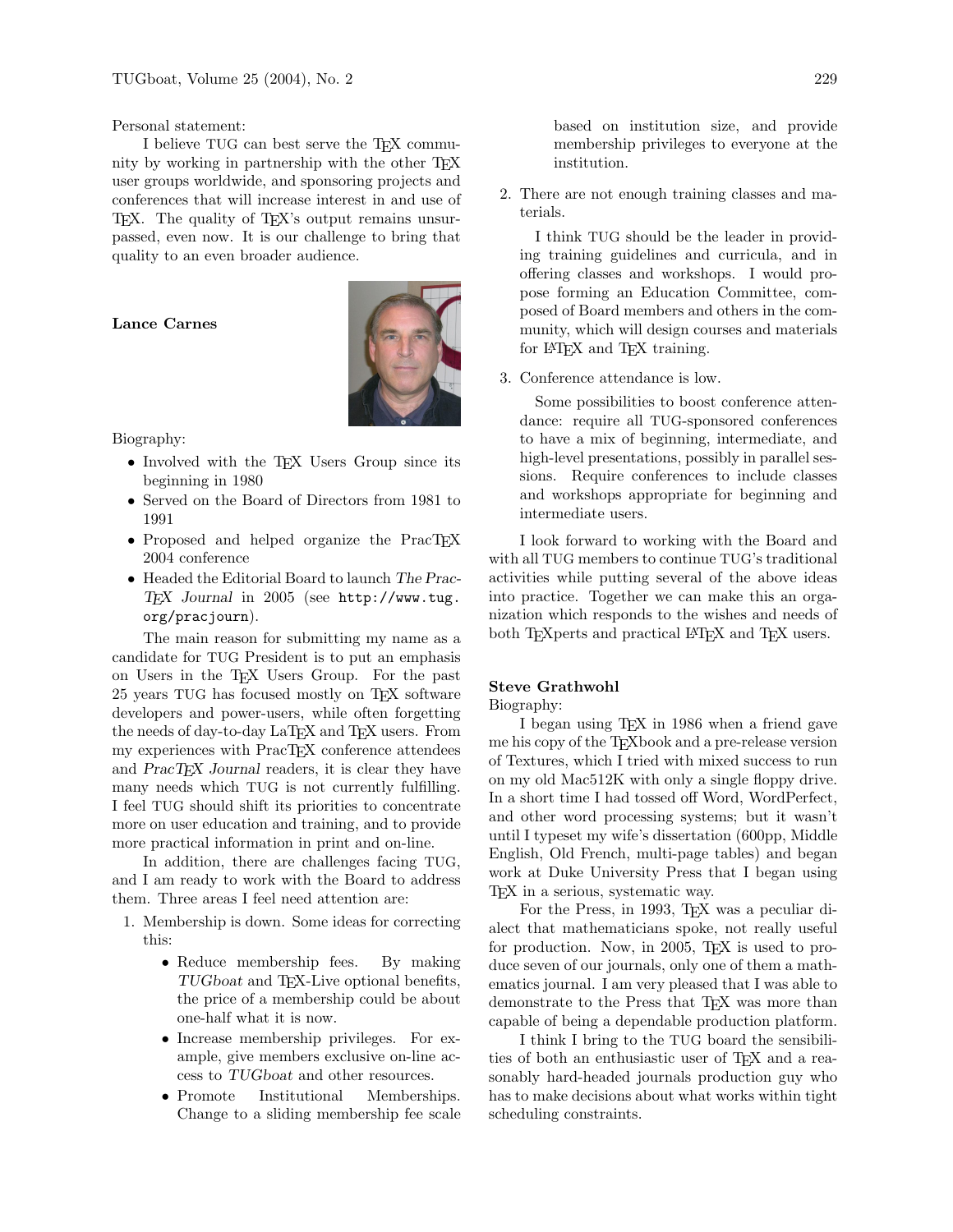Personal statement:

I believe TUG can best serve the TeX community by working in partnership with the other TeX user groups worldwide, and sponsoring projects and conferences that will increase interest in and use of TeX. The quality of TeX's output remains unsurpassed, even now. It is our challenge to bring that quality to an even broader audience.

**Lance Carnes**

Biography:

- Involved with the TeX Users Group since its beginning in 1980
- Served on the Board of Directors from 1981 to 1991
- Proposed and helped organize the PracTeX 2004 conference
- Headed the Editorial Board to launch *The PracTeX Journal* in 2005 (see `http://www.tug.org/pracjourn`).

The main reason for submitting my name as a candidate for TUG President is to put an emphasis on Users in the TeX Users Group. For the past 25 years TUG has focused mostly on TeX software developers and power-users, while often forgetting the needs of day-to-day LaTeX and TeX users. From my experiences with PracTeX conference attendees and *PracTeX Journal* readers, it is clear they have many needs which TUG is not currently fulfilling. I feel TUG should shift its priorities to concentrate more on user education and training, and to provide more practical information in print and on-line.

In addition, there are challenges facing TUG, and I am ready to work with the Board to address them. Three areas I feel need attention are:

1. Membership is down. Some ideas for correcting this:
   - Reduce membership fees. By making *TUGboat* and TeX-Live optional benefits, the price of a membership could be about one-half what it is now.
   - Increase membership privileges. For example, give members exclusive on-line access to *TUGboat* and other resources.
   - Promote Institutional Memberships. Change to a sliding membership fee scale based on institution size, and provide membership privileges to everyone at the institution.
2. There are not enough training classes and materials.

   I think TUG should be the leader in providing training guidelines and curricula, and in offering classes and workshops. I would propose forming an Education Committee, composed of Board members and others in the community, which will design courses and materials for LaTeX and TeX training.
3. Conference attendance is low.

   Some possibilities to boost conference attendance: require all TUG-sponsored conferences to have a mix of beginning, intermediate, and high-level presentations, possibly in parallel sessions. Require conferences to include classes and workshops appropriate for beginning and intermediate users.

I look forward to working with the Board and with all TUG members to continue TUG's traditional activities while putting several of the above ideas into practice. Together we can make this an organization which responds to the wishes and needs of both TeXperts and practical LaTeX and TeX users.

**Steve Grathwohl**

Biography:

I began using TeX in 1986 when a friend gave me his copy of the TeXbook and a pre-release version of Textures, which I tried with mixed success to run on my old Mac512K with only a single floppy drive. In a short time I had tossed off Word, WordPerfect, and other word processing systems; but it wasn't until I typeset my wife's dissertation (600pp, Middle English, Old French, multi-page tables) and began work at Duke University Press that I began using TeX in a serious, systematic way.

For the Press, in 1993, TeX was a peculiar dialect that mathematicians spoke, not really useful for production. Now, in 2005, TeX is used to produce seven of our journals, only one of them a mathematics journal. I am very pleased that I was able to demonstrate to the Press that TeX was more than capable of being a dependable production platform.

I think I bring to the TUG board the sensibilities of both an enthusiastic user of TeX and a reasonably hard-headed journals production guy who has to make decisions about what works within tight scheduling constraints.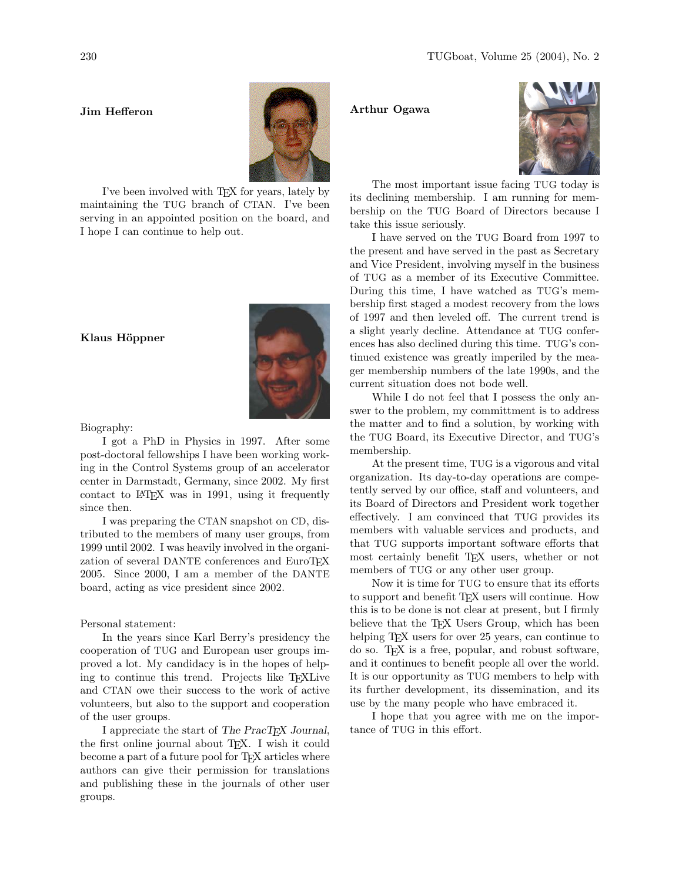### Jim Hefferon

I've been involved with TeX for years, lately by maintaining the TUG branch of CTAN. I've been serving in an appointed position on the board, and I hope I can continue to help out.

### Klaus Höppner

Biography:

I got a PhD in Physics in 1997. After some post-doctoral fellowships I have been working working in the Control Systems group of an accelerator center in Darmstadt, Germany, since 2002. My first contact to LaTeX was in 1991, using it frequently since then.

I was preparing the CTAN snapshot on CD, distributed to the members of many user groups, from 1999 until 2002. I was heavily involved in the organization of several DANTE conferences and EuroTeX 2005. Since 2000, I am a member of the DANTE board, acting as vice president since 2002.

Personal statement:

In the years since Karl Berry's presidency the cooperation of TUG and European user groups improved a lot. My candidacy is in the hopes of helping to continue this trend. Projects like TeXLive and CTAN owe their success to the work of active volunteers, but also to the support and cooperation of the user groups.

I appreciate the start of *The PracTeX Journal*, the first online journal about TeX. I wish it could become a part of a future pool for TeX articles where authors can give their permission for translations and publishing these in the journals of other user groups.

### Arthur Ogawa

The most important issue facing TUG today is its declining membership. I am running for membership on the TUG Board of Directors because I take this issue seriously.

I have served on the TUG Board from 1997 to the present and have served in the past as Secretary and Vice President, involving myself in the business of TUG as a member of its Executive Committee. During this time, I have watched as TUG's membership first staged a modest recovery from the lows of 1997 and then leveled off. The current trend is a slight yearly decline. Attendance at TUG conferences has also declined during this time. TUG's continued existence was greatly imperiled by the meager membership numbers of the late 1990s, and the current situation does not bode well.

While I do not feel that I possess the only answer to the problem, my committment is to address the matter and to find a solution, by working with the TUG Board, its Executive Director, and TUG's membership.

At the present time, TUG is a vigorous and vital organization. Its day-to-day operations are competently served by our office, staff and volunteers, and its Board of Directors and President work together effectively. I am convinced that TUG provides its members with valuable services and products, and that TUG supports important software efforts that most certainly benefit TeX users, whether or not members of TUG or any other user group.

Now it is time for TUG to ensure that its efforts to support and benefit TeX users will continue. How this is to be done is not clear at present, but I firmly believe that the TeX Users Group, which has been helping TeX users for over 25 years, can continue to do so. TeX is a free, popular, and robust software, and it continues to benefit people all over the world. It is our opportunity as TUG members to help with its further development, its dissemination, and its use by the many people who have embraced it.

I hope that you agree with me on the importance of TUG in this effort.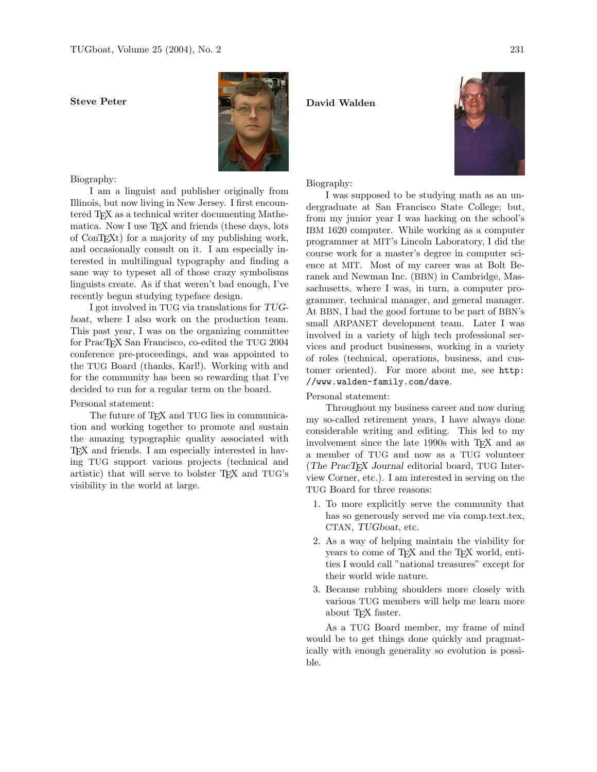### Steve Peter

Biography:

I am a linguist and publisher originally from Illinois, but now living in New Jersey. I first encountered TeX as a technical writer documenting Mathematica. Now I use TeX and friends (these days, lots of ConTeXt) for a majority of my publishing work, and occasionally consult on it. I am especially interested in multilingual typography and finding a sane way to typeset all of those crazy symbolisms linguists create. As if that weren't bad enough, I've recently begun studying typeface design.

I got involved in TUG via translations for *TUGboat*, where I also work on the production team. This past year, I was on the organizing committee for PracTeX San Francisco, co-edited the TUG 2004 conference pre-proceedings, and was appointed to the TUG Board (thanks, Karl!). Working with and for the community has been so rewarding that I've decided to run for a regular term on the board.

Personal statement:

The future of TeX and TUG lies in communication and working together to promote and sustain the amazing typographic quality associated with TeX and friends. I am especially interested in having TUG support various projects (technical and artistic) that will serve to bolster TeX and TUG's visibility in the world at large.

### David Walden

Biography:

I was supposed to be studying math as an undergraduate at San Francisco State College; but, from my junior year I was hacking on the school's IBM 1620 computer. While working as a computer programmer at MIT's Lincoln Laboratory, I did the course work for a master's degree in computer science at MIT. Most of my career was at Bolt Beranek and Newman Inc. (BBN) in Cambridge, Massachusetts, where I was, in turn, a computer programmer, technical manager, and general manager. At BBN, I had the good fortune to be part of BBN's small ARPANET development team. Later I was involved in a variety of high tech professional services and product businesses, working in a variety of roles (technical, operations, business, and customer oriented). For more about me, see `http://www.walden-family.com/dave`.

Personal statement:

Throughout my business career and now during my so-called retirement years, I have always done considerable writing and editing. This led to my involvement since the late 1990s with TeX and as a member of TUG and now as a TUG volunteer (*The PracTeX Journal* editorial board, TUG Interview Corner, etc.). I am interested in serving on the TUG Board for three reasons:

1. To more explicitly serve the community that has so generously served me via comp.text.tex, CTAN, *TUGboat*, etc.
2. As a way of helping maintain the viability for years to come of TeX and the TeX world, entities I would call "national treasures" except for their world wide nature.
3. Because rubbing shoulders more closely with various TUG members will help me learn more about TeX faster.

As a TUG Board member, my frame of mind would be to get things done quickly and pragmatically with enough generality so evolution is possible.